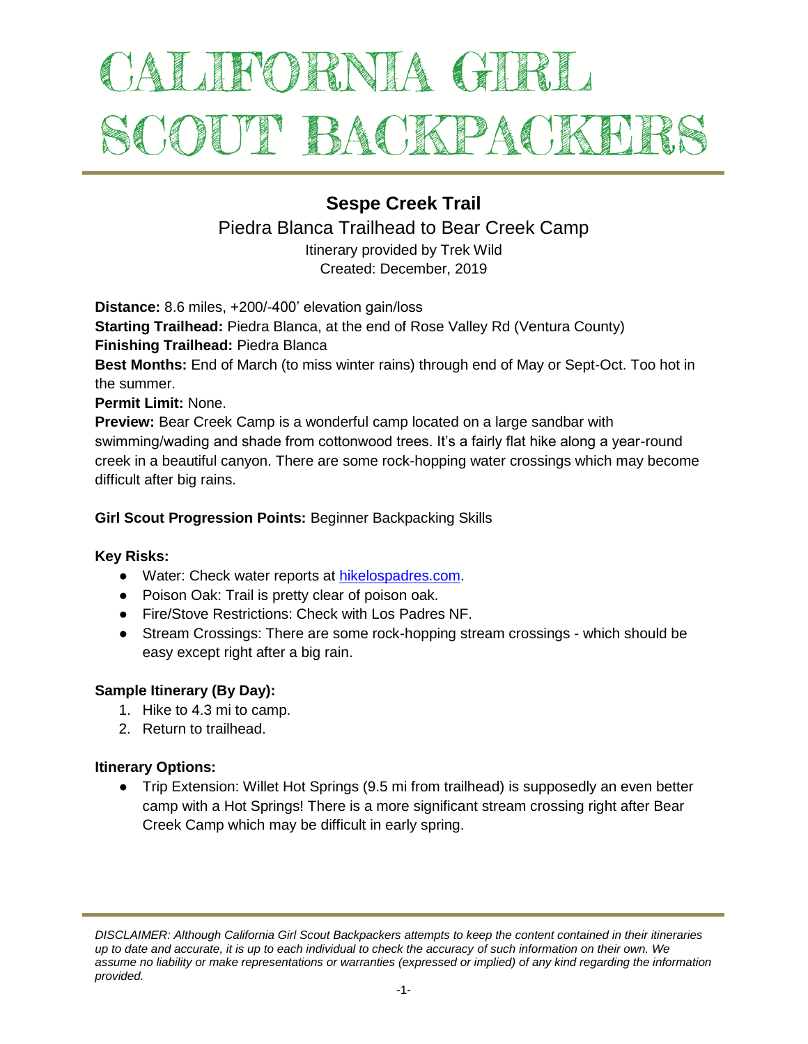# CALIFORNIA GIRL SCOUT BACKPACKERS

## Sespe Creek Trail

### Piedra Blanca Trailhead to Bear Creek Camp

Itinerary provided by Trek Wild
Created: December, 2019

**Distance:** 8.6 miles, +200/-400' elevation gain/loss
**Starting Trailhead:** Piedra Blanca, at the end of Rose Valley Rd (Ventura County)
**Finishing Trailhead:** Piedra Blanca
**Best Months:** End of March (to miss winter rains) through end of May or Sept-Oct. Too hot in the summer.
**Permit Limit:** None.
**Preview:** Bear Creek Camp is a wonderful camp located on a large sandbar with swimming/wading and shade from cottonwood trees. It's a fairly flat hike along a year-round creek in a beautiful canyon. There are some rock-hopping water crossings which may become difficult after big rains.

**Girl Scout Progression Points:** Beginner Backpacking Skills

**Key Risks:**

- Water: Check water reports at hikelospadres.com.
- Poison Oak: Trail is pretty clear of poison oak.
- Fire/Stove Restrictions: Check with Los Padres NF.
- Stream Crossings: There are some rock-hopping stream crossings - which should be easy except right after a big rain.

**Sample Itinerary (By Day):**

1. Hike to 4.3 mi to camp.
2. Return to trailhead.

**Itinerary Options:**

- Trip Extension: Willet Hot Springs (9.5 mi from trailhead) is supposedly an even better camp with a Hot Springs! There is a more significant stream crossing right after Bear Creek Camp which may be difficult in early spring.

*DISCLAIMER: Although California Girl Scout Backpackers attempts to keep the content contained in their itineraries up to date and accurate, it is up to each individual to check the accuracy of such information on their own. We assume no liability or make representations or warranties (expressed or implied) of any kind regarding the information provided.*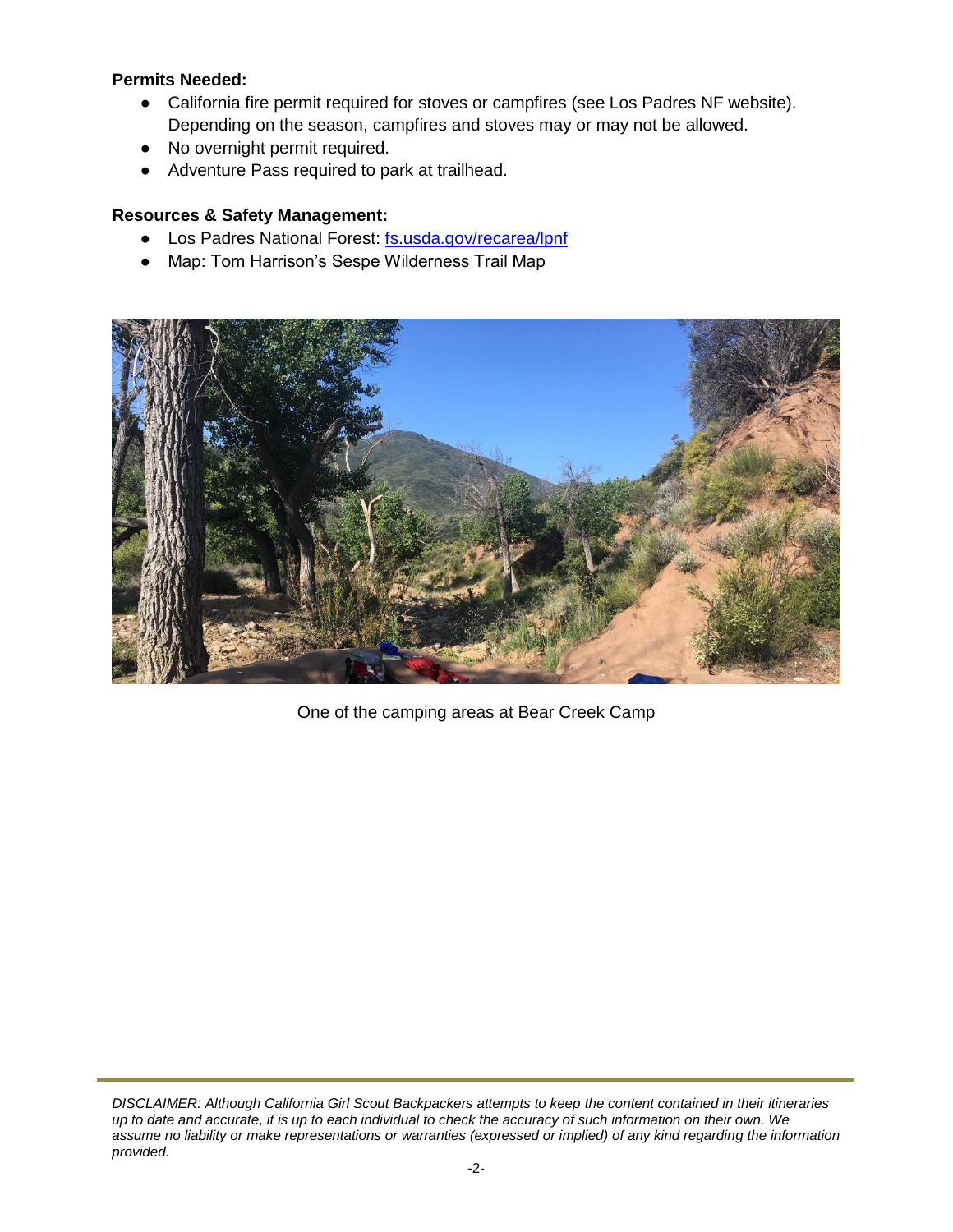**Permits Needed:**

- California fire permit required for stoves or campfires (see Los Padres NF website). Depending on the season, campfires and stoves may or may not be allowed.
- No overnight permit required.
- Adventure Pass required to park at trailhead.

**Resources & Safety Management:**

- Los Padres National Forest: [fs.usda.gov/recarea/lpnf](https://fs.usda.gov/recarea/lpnf)
- Map: Tom Harrison's Sespe Wilderness Trail Map

One of the camping areas at Bear Creek Camp

*DISCLAIMER: Although California Girl Scout Backpackers attempts to keep the content contained in their itineraries up to date and accurate, it is up to each individual to check the accuracy of such information on their own. We assume no liability or make representations or warranties (expressed or implied) of any kind regarding the information provided.*